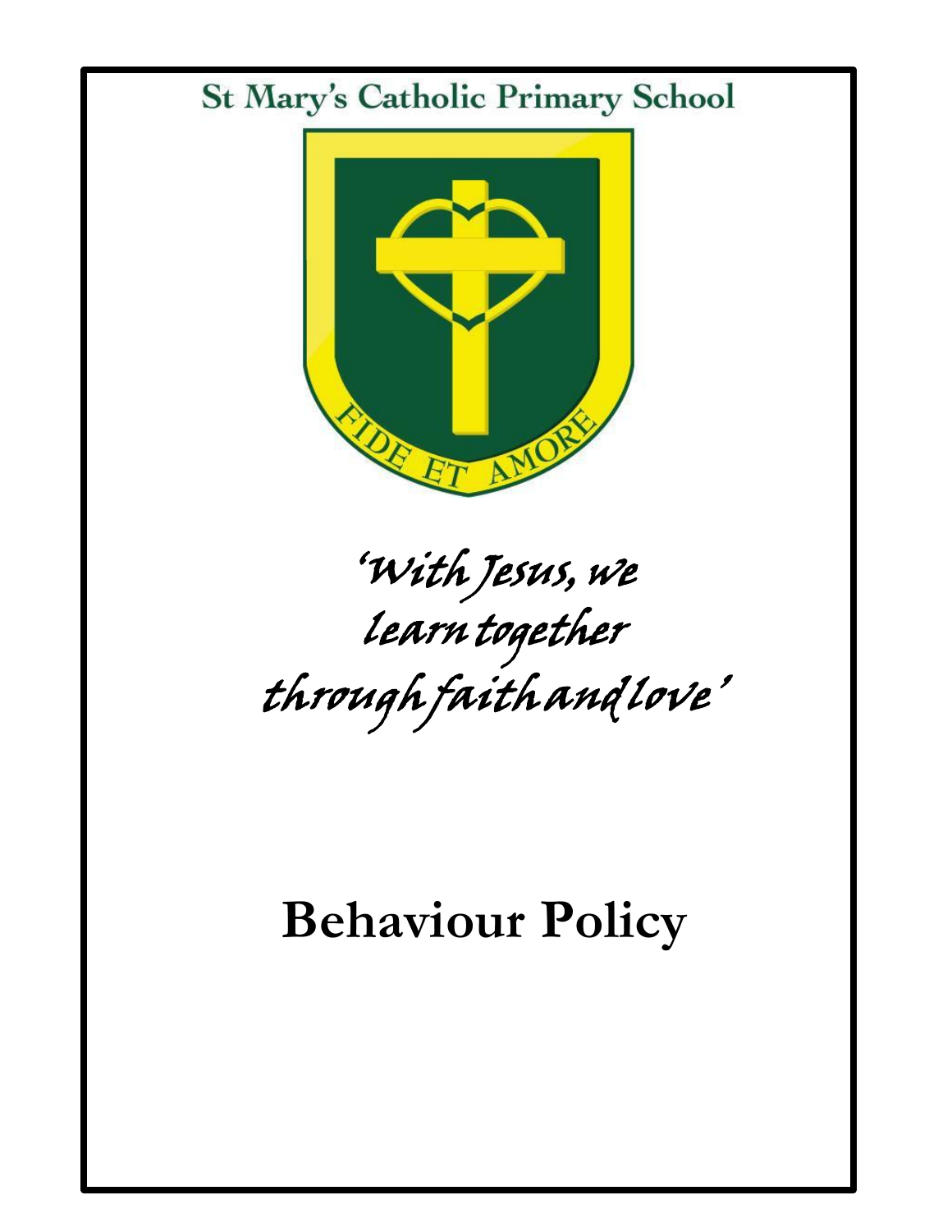St Mary's Catholic Primary School

FIDE ET AMORE

*'With Jesus, we learn together through faith and love'*

# Behaviour Policy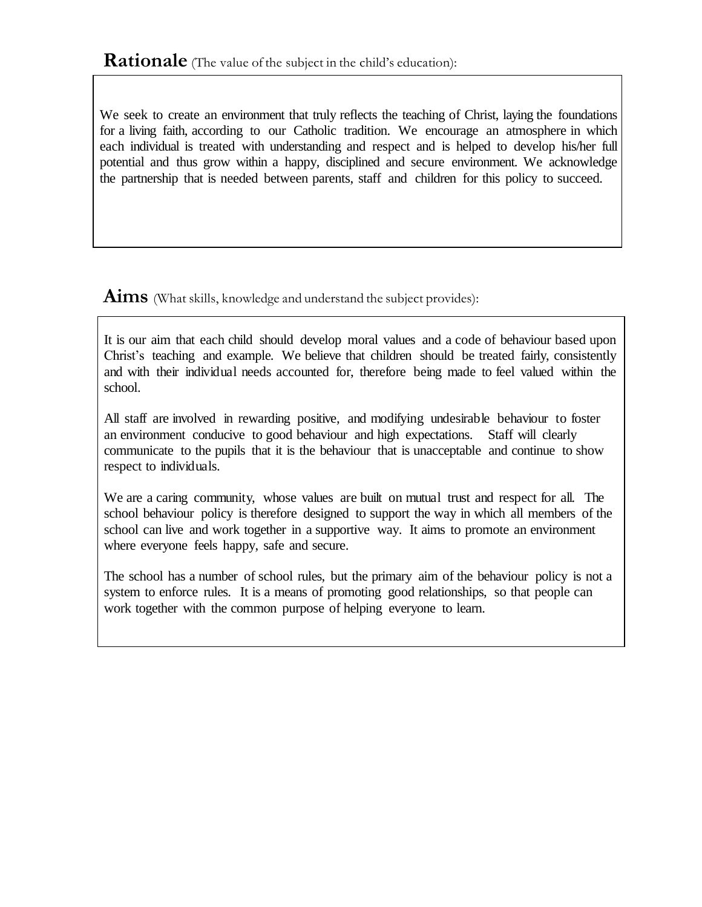## **Rationale** (The value of the subject in the child's education):

We seek to create an environment that truly reflects the teaching of Christ, laying the foundations for a living faith, according to our Catholic tradition. We encourage an atmosphere in which each individual is treated with understanding and respect and is helped to develop his/her full potential and thus grow within a happy, disciplined and secure environment. We acknowledge the partnership that is needed between parents, staff and children for this policy to succeed.

## **Aims** (What skills, knowledge and understand the subject provides):

It is our aim that each child should develop moral values and a code of behaviour based upon Christ's teaching and example. We believe that children should be treated fairly, consistently and with their individual needs accounted for, therefore being made to feel valued within the school.

All staff are involved in rewarding positive, and modifying undesirable behaviour to foster an environment conducive to good behaviour and high expectations. Staff will clearly communicate to the pupils that it is the behaviour that is unacceptable and continue to show respect to individuals.

We are a caring community, whose values are built on mutual trust and respect for all. The school behaviour policy is therefore designed to support the way in which all members of the school can live and work together in a supportive way. It aims to promote an environment where everyone feels happy, safe and secure.

The school has a number of school rules, but the primary aim of the behaviour policy is not a system to enforce rules. It is a means of promoting good relationships, so that people can work together with the common purpose of helping everyone to learn.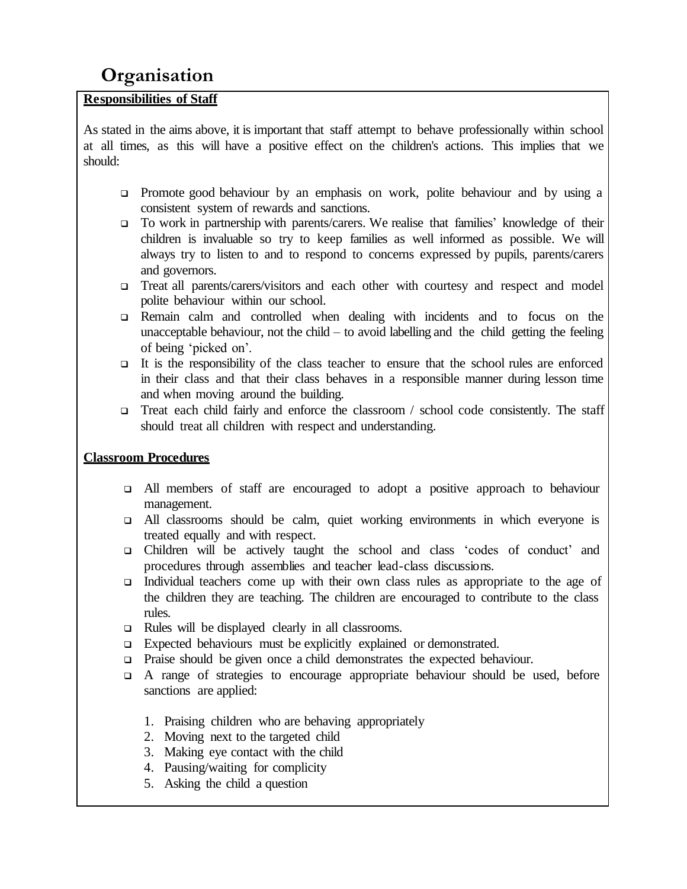## Organisation

**Responsibilities of Staff**

As stated in the aims above, it is important that staff attempt to behave professionally within school at all times, as this will have a positive effect on the children's actions. This implies that we should:

- Promote good behaviour by an emphasis on work, polite behaviour and by using a consistent system of rewards and sanctions.
- To work in partnership with parents/carers. We realise that families' knowledge of their children is invaluable so try to keep families as well informed as possible. We will always try to listen to and to respond to concerns expressed by pupils, parents/carers and governors.
- Treat all parents/carers/visitors and each other with courtesy and respect and model polite behaviour within our school.
- Remain calm and controlled when dealing with incidents and to focus on the unacceptable behaviour, not the child – to avoid labelling and the child getting the feeling of being 'picked on'.
- It is the responsibility of the class teacher to ensure that the school rules are enforced in their class and that their class behaves in a responsible manner during lesson time and when moving around the building.
- Treat each child fairly and enforce the classroom / school code consistently. The staff should treat all children with respect and understanding.

**Classroom Procedures**

- All members of staff are encouraged to adopt a positive approach to behaviour management.
- All classrooms should be calm, quiet working environments in which everyone is treated equally and with respect.
- Children will be actively taught the school and class 'codes of conduct' and procedures through assemblies and teacher lead-class discussions.
- Individual teachers come up with their own class rules as appropriate to the age of the children they are teaching. The children are encouraged to contribute to the class rules.
- Rules will be displayed clearly in all classrooms.
- Expected behaviours must be explicitly explained or demonstrated.
- Praise should be given once a child demonstrates the expected behaviour.
- A range of strategies to encourage appropriate behaviour should be used, before sanctions are applied:

  1. Praising children who are behaving appropriately
  2. Moving next to the targeted child
  3. Making eye contact with the child
  4. Pausing/waiting for complicity
  5. Asking the child a question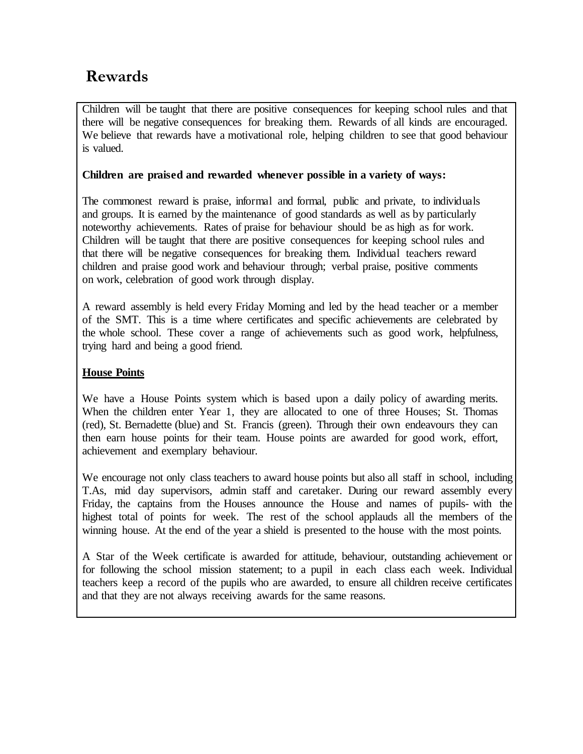# Rewards

Children will be taught that there are positive consequences for keeping school rules and that there will be negative consequences for breaking them. Rewards of all kinds are encouraged. We believe that rewards have a motivational role, helping children to see that good behaviour is valued.

**Children are praised and rewarded whenever possible in a variety of ways:**

The commonest reward is praise, informal and formal, public and private, to individuals and groups. It is earned by the maintenance of good standards as well as by particularly noteworthy achievements. Rates of praise for behaviour should be as high as for work. Children will be taught that there are positive consequences for keeping school rules and that there will be negative consequences for breaking them. Individual teachers reward children and praise good work and behaviour through; verbal praise, positive comments on work, celebration of good work through display.

A reward assembly is held every Friday Morning and led by the head teacher or a member of the SMT. This is a time where certificates and specific achievements are celebrated by the whole school. These cover a range of achievements such as good work, helpfulness, trying hard and being a good friend.

**House Points**

We have a House Points system which is based upon a daily policy of awarding merits. When the children enter Year 1, they are allocated to one of three Houses; St. Thomas (red), St. Bernadette (blue) and St. Francis (green). Through their own endeavours they can then earn house points for their team. House points are awarded for good work, effort, achievement and exemplary behaviour.

We encourage not only class teachers to award house points but also all staff in school, including T.As, mid day supervisors, admin staff and caretaker. During our reward assembly every Friday, the captains from the Houses announce the House and names of pupils- with the highest total of points for week. The rest of the school applauds all the members of the winning house. At the end of the year a shield is presented to the house with the most points.

A Star of the Week certificate is awarded for attitude, behaviour, outstanding achievement or for following the school mission statement; to a pupil in each class each week. Individual teachers keep a record of the pupils who are awarded, to ensure all children receive certificates and that they are not always receiving awards for the same reasons.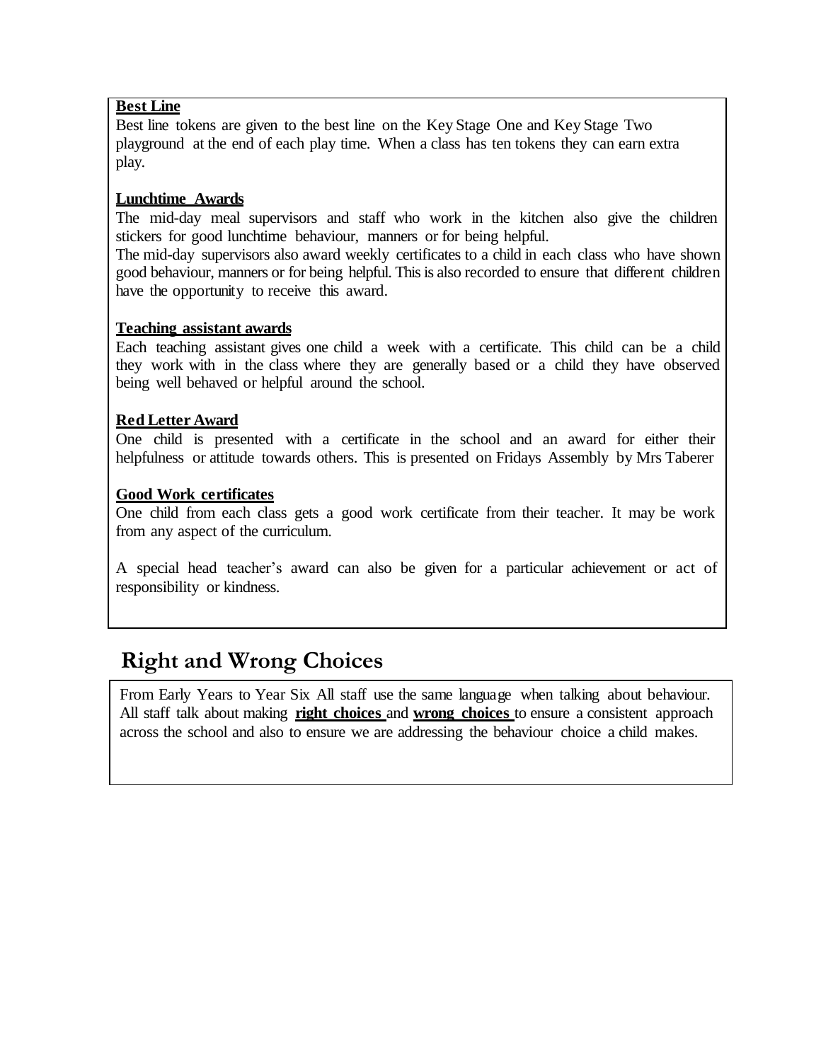**Best Line**

Best line tokens are given to the best line on the Key Stage One and Key Stage Two playground at the end of each play time. When a class has ten tokens they can earn extra play.

**Lunchtime Awards**

The mid-day meal supervisors and staff who work in the kitchen also give the children stickers for good lunchtime behaviour, manners or for being helpful.

The mid-day supervisors also award weekly certificates to a child in each class who have shown good behaviour, manners or for being helpful. This is also recorded to ensure that different children have the opportunity to receive this award.

**Teaching assistant awards**

Each teaching assistant gives one child a week with a certificate. This child can be a child they work with in the class where they are generally based or a child they have observed being well behaved or helpful around the school.

**Red Letter Award**

One child is presented with a certificate in the school and an award for either their helpfulness or attitude towards others. This is presented on Fridays Assembly by Mrs Taberer

**Good Work certificates**

One child from each class gets a good work certificate from their teacher. It may be work from any aspect of the curriculum.

A special head teacher's award can also be given for a particular achievement or act of responsibility or kindness.

## Right and Wrong Choices

From Early Years to Year Six All staff use the same language when talking about behaviour. All staff talk about making **right choices** and **wrong choices** to ensure a consistent approach across the school and also to ensure we are addressing the behaviour choice a child makes.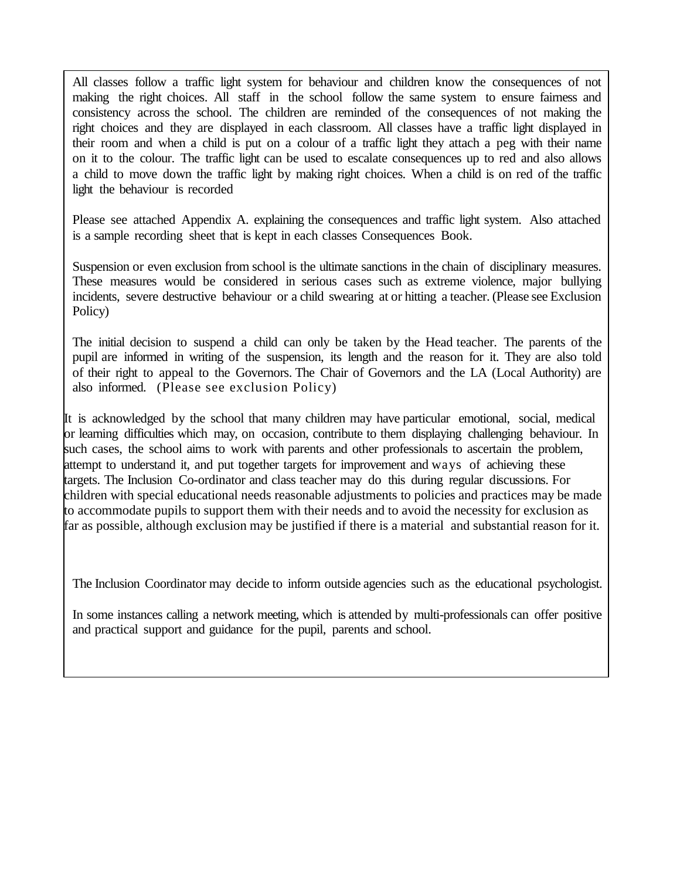All classes follow a traffic light system for behaviour and children know the consequences of not making the right choices. All staff in the school follow the same system to ensure fairness and consistency across the school. The children are reminded of the consequences of not making the right choices and they are displayed in each classroom. All classes have a traffic light displayed in their room and when a child is put on a colour of a traffic light they attach a peg with their name on it to the colour. The traffic light can be used to escalate consequences up to red and also allows a child to move down the traffic light by making right choices. When a child is on red of the traffic light the behaviour is recorded

Please see attached Appendix A. explaining the consequences and traffic light system. Also attached is a sample recording sheet that is kept in each classes Consequences Book.

Suspension or even exclusion from school is the ultimate sanctions in the chain of disciplinary measures. These measures would be considered in serious cases such as extreme violence, major bullying incidents, severe destructive behaviour or a child swearing at or hitting a teacher. (Please see Exclusion Policy)

The initial decision to suspend a child can only be taken by the Head teacher. The parents of the pupil are informed in writing of the suspension, its length and the reason for it. They are also told of their right to appeal to the Governors. The Chair of Governors and the LA (Local Authority) are also informed. (Please see exclusion Policy)

It is acknowledged by the school that many children may have particular emotional, social, medical or learning difficulties which may, on occasion, contribute to them displaying challenging behaviour. In such cases, the school aims to work with parents and other professionals to ascertain the problem, attempt to understand it, and put together targets for improvement and ways of achieving these targets. The Inclusion Co-ordinator and class teacher may do this during regular discussions. For children with special educational needs reasonable adjustments to policies and practices may be made to accommodate pupils to support them with their needs and to avoid the necessity for exclusion as far as possible, although exclusion may be justified if there is a material and substantial reason for it.

The Inclusion Coordinator may decide to inform outside agencies such as the educational psychologist.

In some instances calling a network meeting, which is attended by multi-professionals can offer positive and practical support and guidance for the pupil, parents and school.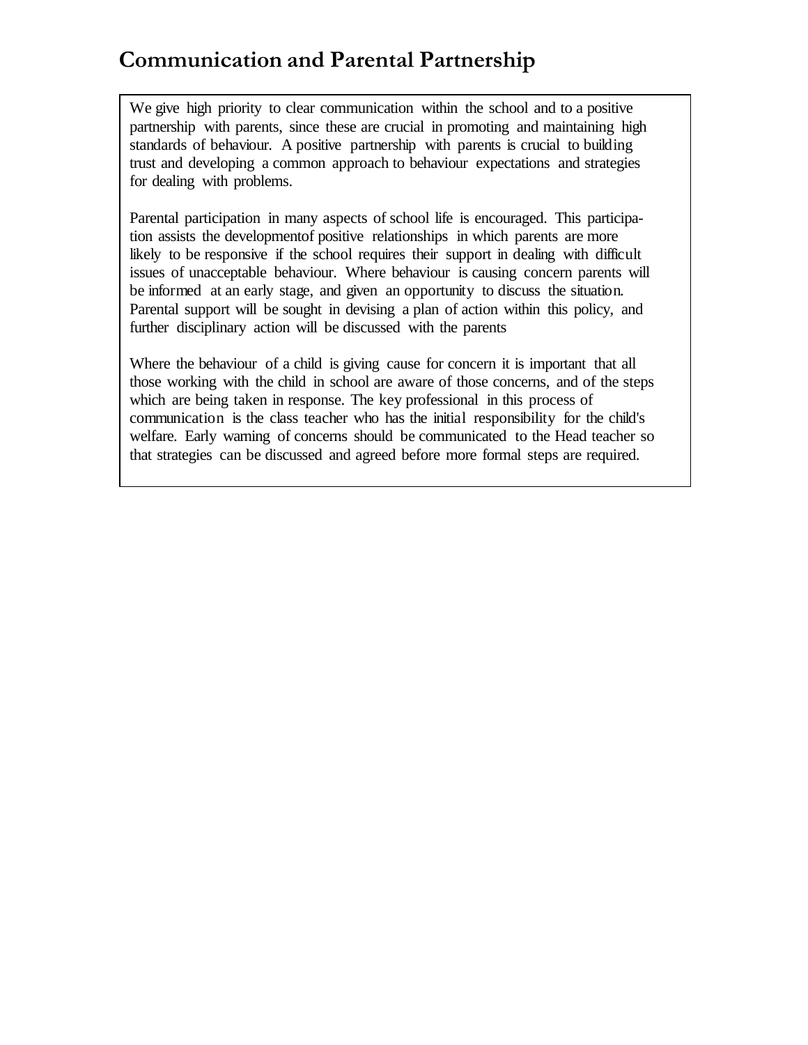## Communication and Parental Partnership

We give high priority to clear communication within the school and to a positive partnership with parents, since these are crucial in promoting and maintaining high standards of behaviour. A positive partnership with parents is crucial to building trust and developing a common approach to behaviour expectations and strategies for dealing with problems.

Parental participation in many aspects of school life is encouraged. This participation assists the developmentof positive relationships in which parents are more likely to be responsive if the school requires their support in dealing with difficult issues of unacceptable behaviour. Where behaviour is causing concern parents will be informed at an early stage, and given an opportunity to discuss the situation. Parental support will be sought in devising a plan of action within this policy, and further disciplinary action will be discussed with the parents

Where the behaviour of a child is giving cause for concern it is important that all those working with the child in school are aware of those concerns, and of the steps which are being taken in response. The key professional in this process of communication is the class teacher who has the initial responsibility for the child's welfare. Early warning of concerns should be communicated to the Head teacher so that strategies can be discussed and agreed before more formal steps are required.